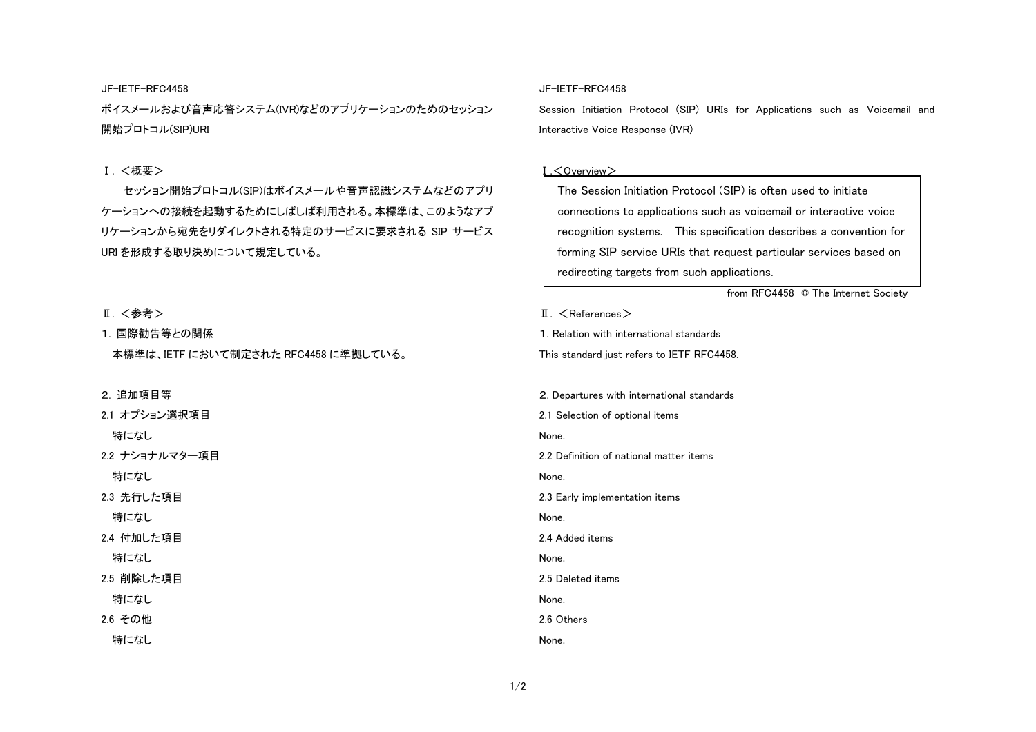JF-IETF-RFC4458

# ボイスメールおよび音声応答システム(IVR)などのアプリケーションのためのセッション開始プロトコル(SIP)URI

## Ⅰ．＜概要＞

セッション開始プロトコル(SIP)はボイスメールや音声認識システムなどのアプリケーションへの接続を起動するためにしばしば利用される。本標準は、このようなアプリケーションから宛先をリダイレクトされる特定のサービスに要求される SIP サービス URI を形成する取り決めについて規定している。

## Ⅱ．＜参考＞

1．国際勧告等との関係

本標準は、IETF において制定された RFC4458 に準拠している。

2．追加項目等

2.1 オプション選択項目

特になし

2.2 ナショナルマター項目

特になし

2.3 先行した項目

特になし

2.4 付加した項目

特になし

2.5 削除した項目

特になし

2.6 その他

特になし

JF-IETF-RFC4458

# Session Initiation Protocol (SIP) URIs for Applications such as Voicemail and Interactive Voice Response (IVR)

## Ⅰ.＜Overview＞

The Session Initiation Protocol (SIP) is often used to initiate connections to applications such as voicemail or interactive voice recognition systems. This specification describes a convention for forming SIP service URIs that request particular services based on redirecting targets from such applications.

from RFC4458 © The Internet Society

## Ⅱ．＜References＞

1. Relation with international standards

This standard just refers to IETF RFC4458.

2. Departures with international standards

2.1 Selection of optional items

None.

2.2 Definition of national matter items

None.

2.3 Early implementation items

None.

2.4 Added items

None.

2.5 Deleted items

None.

2.6 Others

None.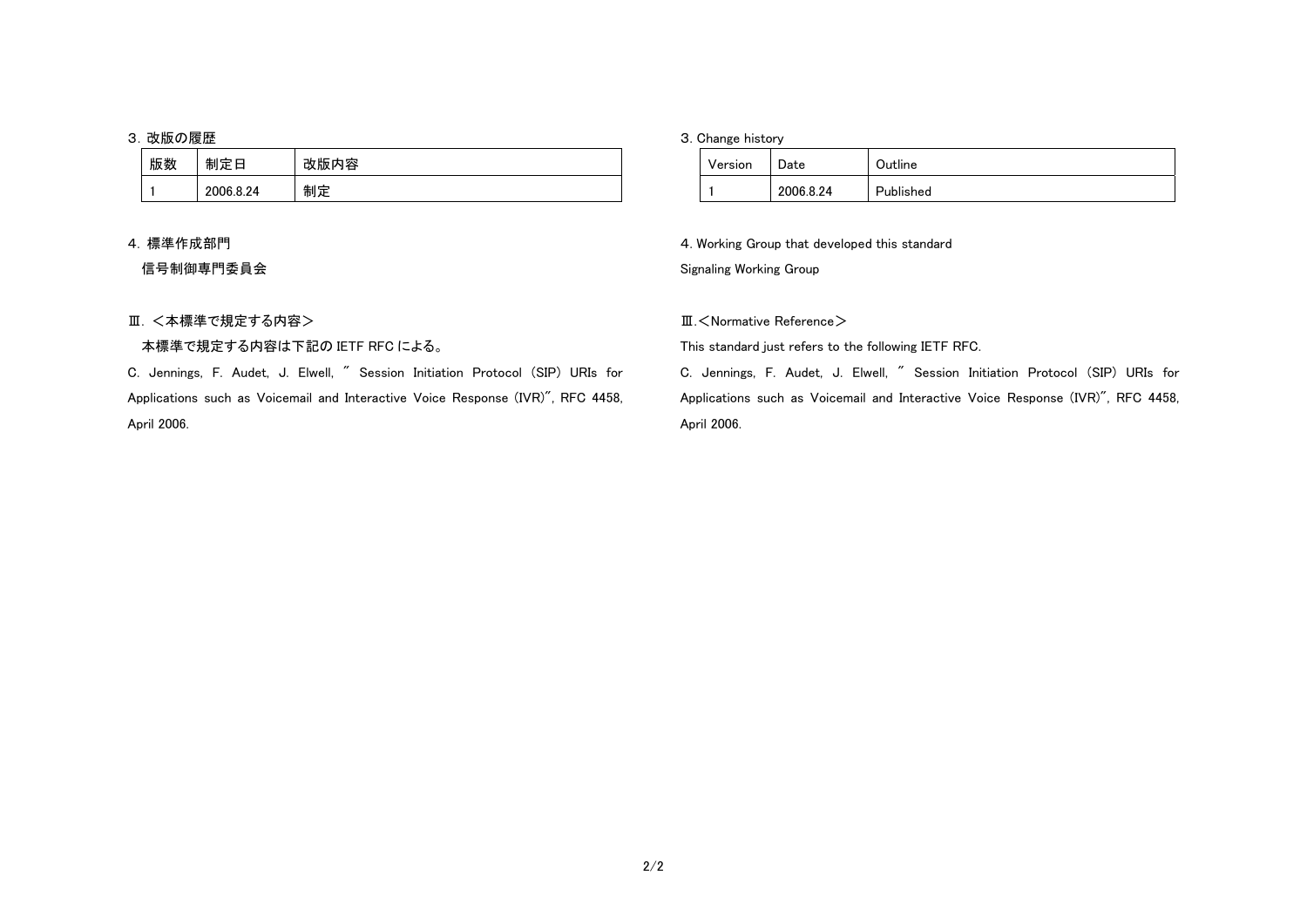3. 改版の履歴

| 版数 | 制定日 | 改版内容 |
| --- | --- | --- |
| 1 | 2006.8.24 | 制定 |

4. 標準作成部門

信号制御専門委員会

Ⅲ. <本標準で規定する内容>

本標準で規定する内容は下記の IETF RFC による。

C. Jennings, F. Audet, J. Elwell, ″ Session Initiation Protocol (SIP) URIs for Applications such as Voicemail and Interactive Voice Response (IVR)″, RFC 4458, April 2006.

3. Change history

| Version | Date | Outline |
| --- | --- | --- |
| 1 | 2006.8.24 | Published |

4. Working Group that developed this standard

Signaling Working Group

Ⅲ.<Normative Reference>

This standard just refers to the following IETF RFC.

C. Jennings, F. Audet, J. Elwell, ″ Session Initiation Protocol (SIP) URIs for Applications such as Voicemail and Interactive Voice Response (IVR)″, RFC 4458, April 2006.